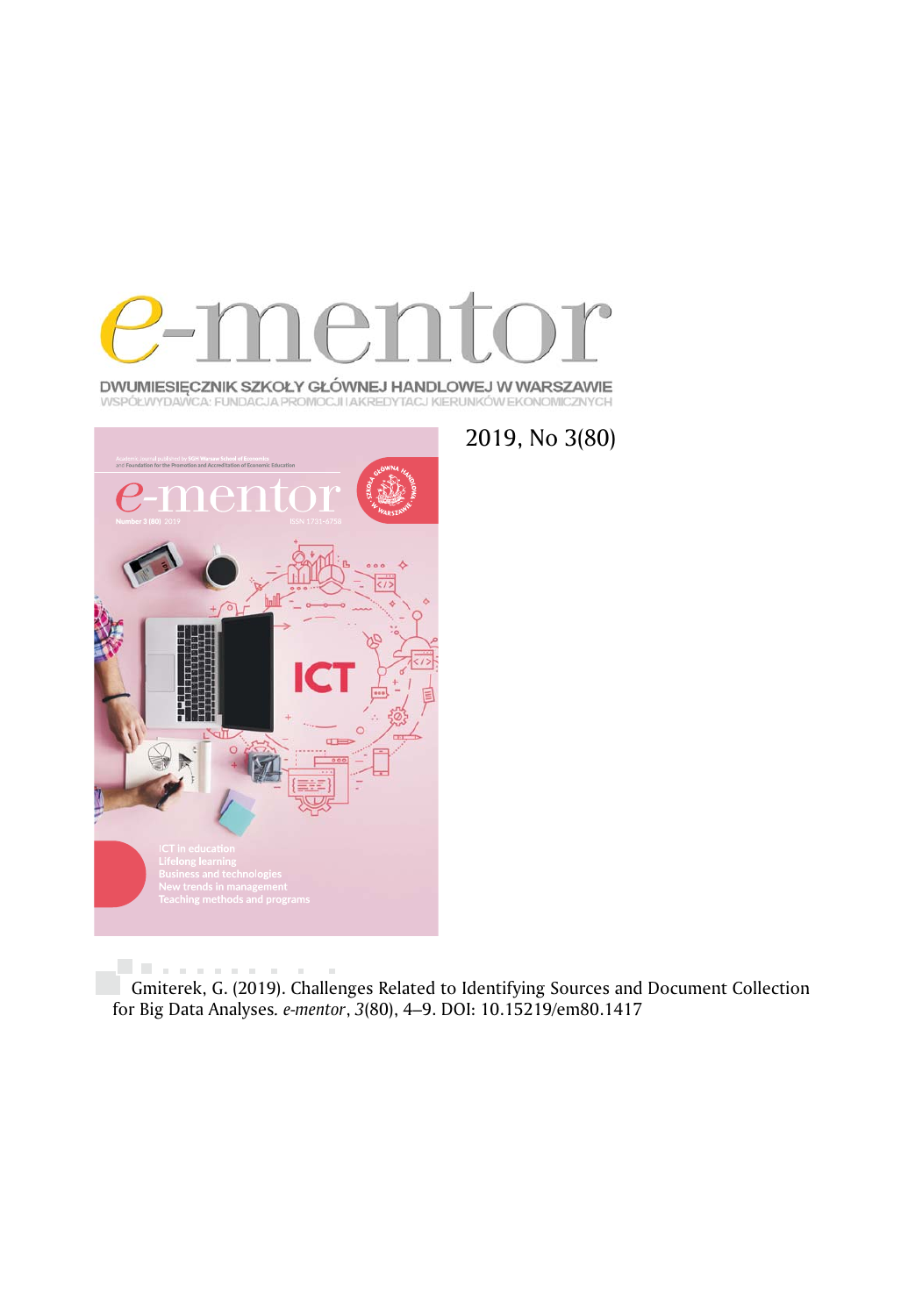# e-mentor

DWUMIESIĘCZNIK SZKOŁY GŁÓWNEJ HANDLOWEJ W WARSZAWIE
WSPÓŁWYDAWCA: FUNDACJA PROMOCJI I AKREDYTACJ KIERUNKÓW EKONOMICZNYCH

2019, No 3(80)

Gmiterek, G. (2019). Challenges Related to Identifying Sources and Document Collection for Big Data Analyses. *e-mentor*, *3*(80), 4–9. DOI: 10.15219/em80.1417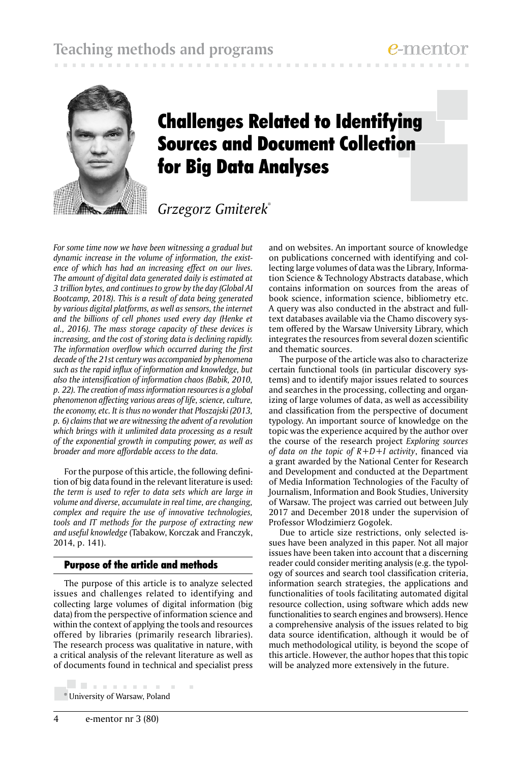# Challenges Related to Identifying Sources and Document Collection for Big Data Analyses

*Grzegorz Gmiterek*[*]

*For some time now we have been witnessing a gradual but dynamic increase in the volume of information, the existence of which has had an increasing effect on our lives. The amount of digital data generated daily is estimated at 3 trillion bytes, and continues to grow by the day (Global AI Bootcamp, 2018). This is a result of data being generated by various digital platforms, as well as sensors, the internet and the billions of cell phones used every day (Henke et al., 2016). The mass storage capacity of these devices is increasing, and the cost of storing data is declining rapidly. The information overflow which occurred during the first decade of the 21st century was accompanied by phenomena such as the rapid influx of information and knowledge, but also the intensification of information chaos (Babik, 2010, p. 22). The creation of mass information resources is a global phenomenon affecting various areas of life, science, culture, the economy, etc. It is thus no wonder that Płoszajski (2013, p. 6) claims that we are witnessing the advent of a revolution which brings with it unlimited data processing as a result of the exponential growth in computing power, as well as broader and more affordable access to the data.*

For the purpose of this article, the following definition of big data found in the relevant literature is used: *the term is used to refer to data sets which are large in volume and diverse, accumulate in real time, are changing, complex and require the use of innovative technologies, tools and IT methods for the purpose of extracting new and useful knowledge* (Tabakow, Korczak and Franczyk, 2014, p. 141).

## Purpose of the article and methods

The purpose of this article is to analyze selected issues and challenges related to identifying and collecting large volumes of digital information (big data) from the perspective of information science and within the context of applying the tools and resources offered by libraries (primarily research libraries). The research process was qualitative in nature, with a critical analysis of the relevant literature as well as of documents found in technical and specialist press and on websites. An important source of knowledge on publications concerned with identifying and collecting large volumes of data was the Library, Information Science & Technology Abstracts database, which contains information on sources from the areas of book science, information science, bibliometry etc. A query was also conducted in the abstract and full-text databases available via the Chamo discovery system offered by the Warsaw University Library, which integrates the resources from several dozen scientific and thematic sources.

The purpose of the article was also to characterize certain functional tools (in particular discovery systems) and to identify major issues related to sources and searches in the processing, collecting and organizing of large volumes of data, as well as accessibility and classification from the perspective of document typology. An important source of knowledge on the topic was the experience acquired by the author over the course of the research project *Exploring sources of data on the topic of R+D+I activity*, financed via a grant awarded by the National Center for Research and Development and conducted at the Department of Media Information Technologies of the Faculty of Journalism, Information and Book Studies, University of Warsaw. The project was carried out between July 2017 and December 2018 under the supervision of Professor Włodzimierz Gogołek.

Due to article size restrictions, only selected issues have been analyzed in this paper. Not all major issues have been taken into account that a discerning reader could consider meriting analysis (e.g. the typology of sources and search tool classification criteria, information search strategies, the applications and functionalities of tools facilitating automated digital resource collection, using software which adds new functionalities to search engines and browsers). Hence a comprehensive analysis of the issues related to big data source identification, although it would be of much methodological utility, is beyond the scope of this article. However, the author hopes that this topic will be analyzed more extensively in the future.

[*] University of Warsaw, Poland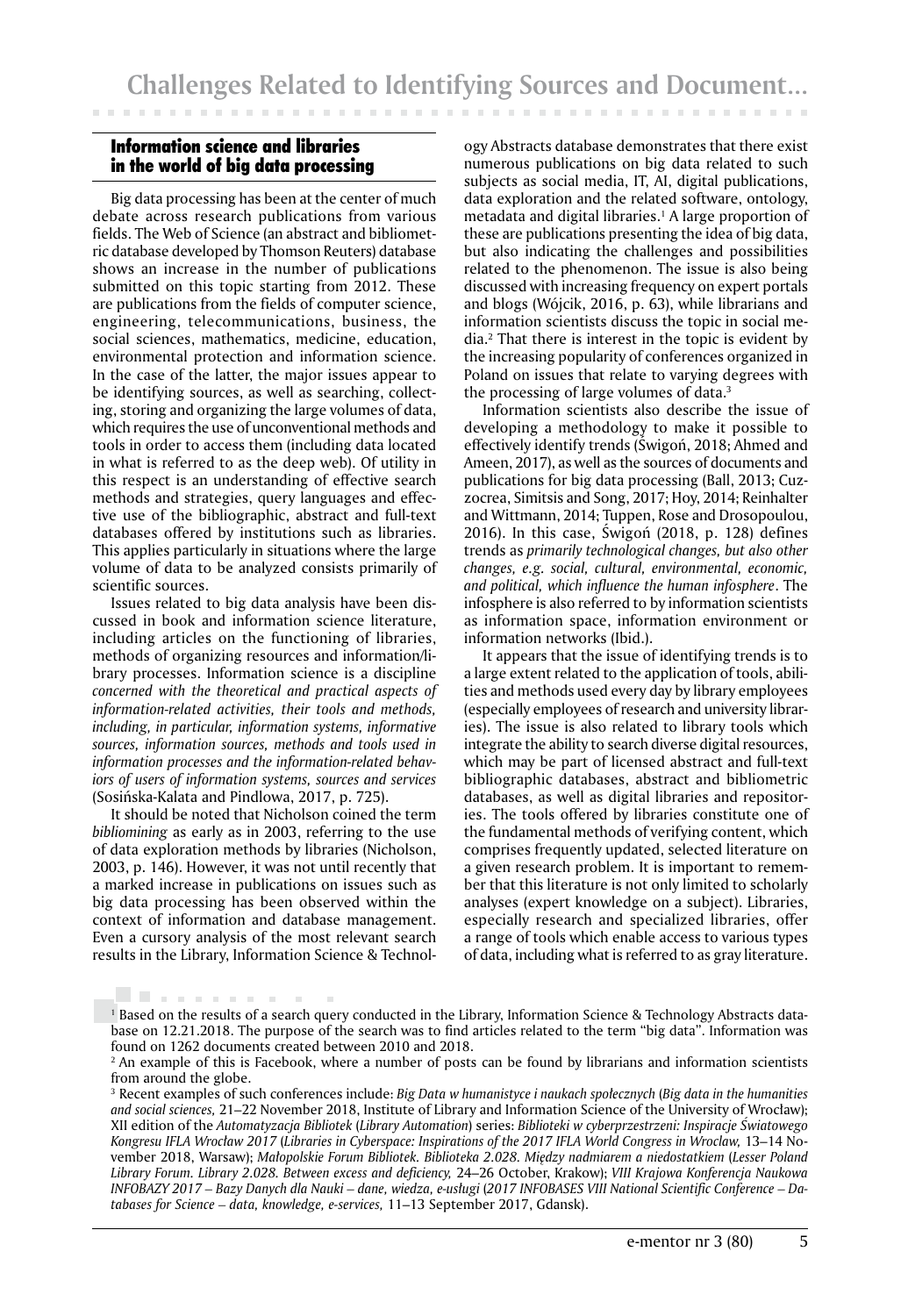## Information science and libraries in the world of big data processing

Big data processing has been at the center of much debate across research publications from various fields. The Web of Science (an abstract and bibliometric database developed by Thomson Reuters) database shows an increase in the number of publications submitted on this topic starting from 2012. These are publications from the fields of computer science, engineering, telecommunications, business, the social sciences, mathematics, medicine, education, environmental protection and information science. In the case of the latter, the major issues appear to be identifying sources, as well as searching, collecting, storing and organizing the large volumes of data, which requires the use of unconventional methods and tools in order to access them (including data located in what is referred to as the deep web). Of utility in this respect is an understanding of effective search methods and strategies, query languages and effective use of the bibliographic, abstract and full-text databases offered by institutions such as libraries. This applies particularly in situations where the large volume of data to be analyzed consists primarily of scientific sources.

Issues related to big data analysis have been discussed in book and information science literature, including articles on the functioning of libraries, methods of organizing resources and information/library processes. Information science is a discipline *concerned with the theoretical and practical aspects of information-related activities, their tools and methods, including, in particular, information systems, informative sources, information sources, methods and tools used in information processes and the information-related behaviors of users of information systems, sources and services* (Sosińska-Kalata and Pindlowa, 2017, p. 725).

It should be noted that Nicholson coined the term *bibliomining* as early as in 2003, referring to the use of data exploration methods by libraries (Nicholson, 2003, p. 146). However, it was not until recently that a marked increase in publications on issues such as big data processing has been observed within the context of information and database management. Even a cursory analysis of the most relevant search results in the Library, Information Science & Technology Abstracts database demonstrates that there exist numerous publications on big data related to such subjects as social media, IT, AI, digital publications, data exploration and the related software, ontology, metadata and digital libraries.[1] A large proportion of these are publications presenting the idea of big data, but also indicating the challenges and possibilities related to the phenomenon. The issue is also being discussed with increasing frequency on expert portals and blogs (Wójcik, 2016, p. 63), while librarians and information scientists discuss the topic in social media.[2] That there is interest in the topic is evident by the increasing popularity of conferences organized in Poland on issues that relate to varying degrees with the processing of large volumes of data.[3]

Information scientists also describe the issue of developing a methodology to make it possible to effectively identify trends (Świgoń, 2018; Ahmed and Ameen, 2017), as well as the sources of documents and publications for big data processing (Ball, 2013; Cuzzocrea, Simitsis and Song, 2017; Hoy, 2014; Reinhalter and Wittmann, 2014; Tuppen, Rose and Drosopoulou, 2016). In this case, Świgoń (2018, p. 128) defines trends as *primarily technological changes, but also other changes, e.g. social, cultural, environmental, economic, and political, which influence the human infosphere*. The infosphere is also referred to by information scientists as information space, information environment or information networks (Ibid.).

It appears that the issue of identifying trends is to a large extent related to the application of tools, abilities and methods used every day by library employees (especially employees of research and university libraries). The issue is also related to library tools which integrate the ability to search diverse digital resources, which may be part of licensed abstract and full-text bibliographic databases, abstract and bibliometric databases, as well as digital libraries and repositories. The tools offered by libraries constitute one of the fundamental methods of verifying content, which comprises frequently updated, selected literature on a given research problem. It is important to remember that this literature is not only limited to scholarly analyses (expert knowledge on a subject). Libraries, especially research and specialized libraries, offer a range of tools which enable access to various types of data, including what is referred to as gray literature.

[1] Based on the results of a search query conducted in the Library, Information Science & Technology Abstracts database on 12.21.2018. The purpose of the search was to find articles related to the term "big data". Information was found on 1262 documents created between 2010 and 2018.

[2] An example of this is Facebook, where a number of posts can be found by librarians and information scientists from around the globe.

[3] Recent examples of such conferences include: *Big Data w humanistyce i naukach społecznych* (*Big data in the humanities and social sciences,* 21–22 November 2018, Institute of Library and Information Science of the University of Wrocław); XII edition of the *Automatyzacja Bibliotek* (*Library Automation*) series: *Biblioteki w cyberprzestrzeni: Inspiracje Światowego Kongresu IFLA Wrocław 2017* (*Libraries in Cyberspace: Inspirations of the 2017 IFLA World Congress in Wroclaw,* 13–14 November 2018, Warsaw); *Małopolskie Forum Bibliotek. Biblioteka 2.028. Między nadmiarem a niedostatkiem* (*Lesser Poland Library Forum. Library 2.028. Between excess and deficiency,* 24–26 October, Krakow); *VIII Krajowa Konferencja Naukowa INFOBAZY 2017 – Bazy Danych dla Nauki – dane, wiedza, e-usługi* (*2017 INFOBASES VIII National Scientific Conference – Databases for Science – data, knowledge, e-services,* 11–13 September 2017, Gdansk).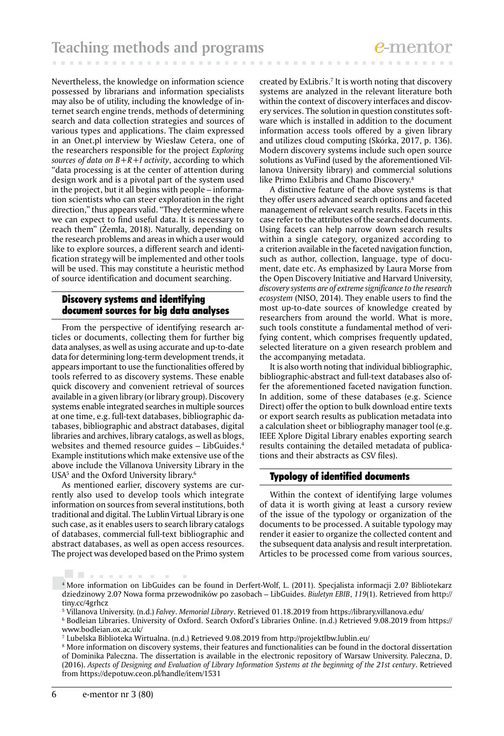Nevertheless, the knowledge on information science possessed by librarians and information specialists may also be of utility, including the knowledge of internet search engine trends, methods of determining search and data collection strategies and sources of various types and applications. The claim expressed in an Onet.pl interview by Wiesław Cetera, one of the researchers responsible for the project *Exploring sources of data on B+R+I activity*, according to which "data processing is at the center of attention during design work and is a pivotal part of the system used in the project, but it all begins with people – information scientists who can steer exploration in the right direction," thus appears valid. "They determine where we can expect to find useful data. It is necessary to reach them" (Żemła, 2018). Naturally, depending on the research problems and areas in which a user would like to explore sources, a different search and identification strategy will be implemented and other tools will be used. This may constitute a heuristic method of source identification and document searching.

## Discovery systems and identifying document sources for big data analyses

From the perspective of identifying research articles or documents, collecting them for further big data analyses, as well as using accurate and up-to-date data for determining long-term development trends, it appears important to use the functionalities offered by tools referred to as discovery systems. These enable quick discovery and convenient retrieval of sources available in a given library (or library group). Discovery systems enable integrated searches in multiple sources at one time, e.g. full-text databases, bibliographic databases, bibliographic and abstract databases, digital libraries and archives, library catalogs, as well as blogs, websites and themed resource guides – LibGuides.[4] Example institutions which make extensive use of the above include the Villanova University Library in the USA[5] and the Oxford University library.[6]

As mentioned earlier, discovery systems are currently also used to develop tools which integrate information on sources from several institutions, both traditional and digital. The Lublin Virtual Library is one such case, as it enables users to search library catalogs of databases, commercial full-text bibliographic and abstract databases, as well as open access resources. The project was developed based on the Primo system created by ExLibris.[7] It is worth noting that discovery systems are analyzed in the relevant literature both within the context of discovery interfaces and discovery services. The solution in question constitutes software which is installed in addition to the document information access tools offered by a given library and utilizes cloud computing (Skórka, 2017, p. 136). Modern discovery systems include such open source solutions as VuFind (used by the aforementioned Villanova University library) and commercial solutions like Primo ExLibris and Chamo Discovery.[8]

A distinctive feature of the above systems is that they offer users advanced search options and faceted management of relevant search results. Facets in this case refer to the attributes of the searched documents. Using facets can help narrow down search results within a single category, organized according to a criterion available in the faceted navigation function, such as author, collection, language, type of document, date etc. As emphasized by Laura Morse from the Open Discovery Initiative and Harvard University, *discovery systems are of extreme significance to the research ecosystem* (NISO, 2014). They enable users to find the most up-to-date sources of knowledge created by researchers from around the world. What is more, such tools constitute a fundamental method of verifying content, which comprises frequently updated, selected literature on a given research problem and the accompanying metadata.

It is also worth noting that individual bibliographic, bibliographic-abstract and full-text databases also offer the aforementioned faceted navigation function. In addition, some of these databases (e.g. Science Direct) offer the option to bulk download entire texts or export search results as publication metadata into a calculation sheet or bibliography manager tool (e.g. IEEE Xplore Digital Library enables exporting search results containing the detailed metadata of publications and their abstracts as CSV files).

## Typology of identified documents

Within the context of identifying large volumes of data it is worth giving at least a cursory review of the issue of the typology or organization of the documents to be processed. A suitable typology may render it easier to organize the collected content and the subsequent data analysis and result interpretation. Articles to be processed come from various sources,

---

[4] More information on LibGuides can be found in Derfert-Wolf, L. (2011). Specjalista informacji 2.0? Bibliotekarz dziedzinowy 2.0? Nowa forma przewodników po zasobach – LibGuides. *Biuletyn EBIB*, *119*(1). Retrieved from http://tiny.cc/4grhcz

[5] Villanova University. (n.d.) *Falvey*. *Memorial Library*. Retrieved 01.18.2019 from https://library.villanova.edu/

[6] Bodleian Libraries. University of Oxford. Search Oxford's Libraries Online. (n.d.) Retrieved 9.08.2019 from https://www.bodleian.ox.ac.uk/

[7] Lubelska Biblioteka Wirtualna. (n.d.) Retrieved 9.08.2019 from http://projektlbw.lublin.eu/

[8] More information on discovery systems, their features and functionalities can be found in the doctoral dissertation of Dominika Paleczna. The dissertation is available in the electronic repository of Warsaw University. Paleczna, D. (2016). *Aspects of Designing and Evaluation of Library Information Systems at the beginning of the 21st century*. Retrieved from https://depotuw.ceon.pl/handle/item/1531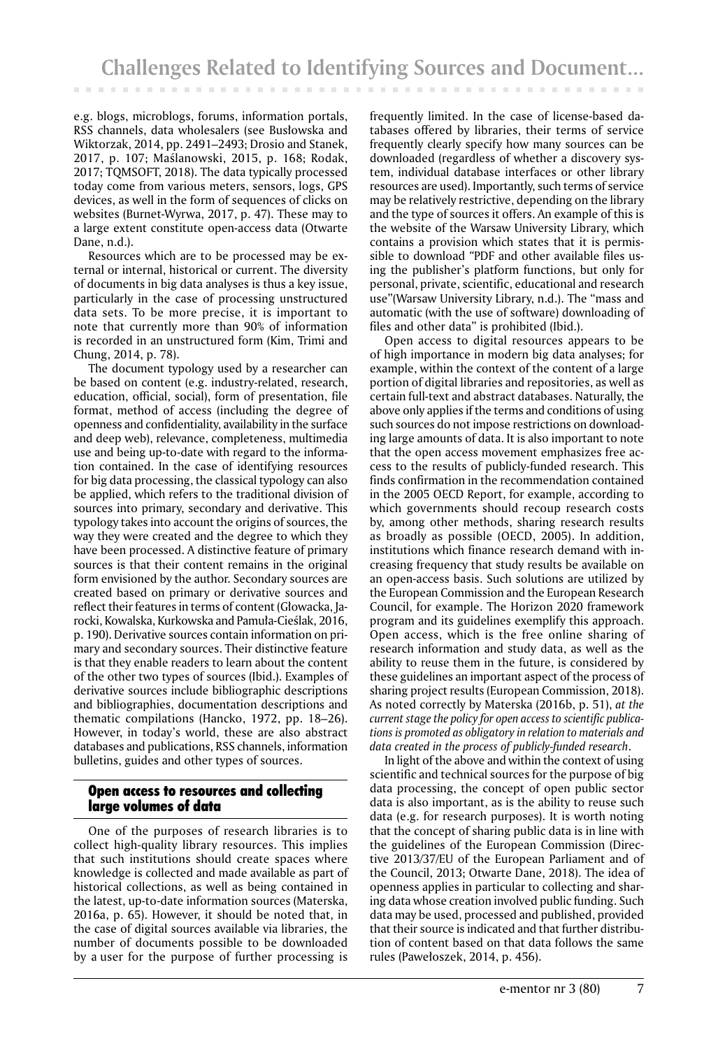e.g. blogs, microblogs, forums, information portals, RSS channels, data wholesalers (see Busłowska and Wiktorzak, 2014, pp. 2491–2493; Drosio and Stanek, 2017, p. 107; Maślanowski, 2015, p. 168; Rodak, 2017; TQMSOFT, 2018). The data typically processed today come from various meters, sensors, logs, GPS devices, as well in the form of sequences of clicks on websites (Burnet-Wyrwa, 2017, p. 47). These may to a large extent constitute open-access data (Otwarte Dane, n.d.).

Resources which are to be processed may be external or internal, historical or current. The diversity of documents in big data analyses is thus a key issue, particularly in the case of processing unstructured data sets. To be more precise, it is important to note that currently more than 90% of information is recorded in an unstructured form (Kim, Trimi and Chung, 2014, p. 78).

The document typology used by a researcher can be based on content (e.g. industry-related, research, education, official, social), form of presentation, file format, method of access (including the degree of openness and confidentiality, availability in the surface and deep web), relevance, completeness, multimedia use and being up-to-date with regard to the information contained. In the case of identifying resources for big data processing, the classical typology can also be applied, which refers to the traditional division of sources into primary, secondary and derivative. This typology takes into account the origins of sources, the way they were created and the degree to which they have been processed. A distinctive feature of primary sources is that their content remains in the original form envisioned by the author. Secondary sources are created based on primary or derivative sources and reflect their features in terms of content (Głowacka, Jarocki, Kowalska, Kurkowska and Pamuła-Cieślak, 2016, p. 190). Derivative sources contain information on primary and secondary sources. Their distinctive feature is that they enable readers to learn about the content of the other two types of sources (Ibid.). Examples of derivative sources include bibliographic descriptions and bibliographies, documentation descriptions and thematic compilations (Hancko, 1972, pp. 18–26). However, in today's world, these are also abstract databases and publications, RSS channels, information bulletins, guides and other types of sources.

## Open access to resources and collecting large volumes of data

One of the purposes of research libraries is to collect high-quality library resources. This implies that such institutions should create spaces where knowledge is collected and made available as part of historical collections, as well as being contained in the latest, up-to-date information sources (Materska, 2016a, p. 65). However, it should be noted that, in the case of digital sources available via libraries, the number of documents possible to be downloaded by a user for the purpose of further processing is frequently limited. In the case of license-based databases offered by libraries, their terms of service frequently clearly specify how many sources can be downloaded (regardless of whether a discovery system, individual database interfaces or other library resources are used). Importantly, such terms of service may be relatively restrictive, depending on the library and the type of sources it offers. An example of this is the website of the Warsaw University Library, which contains a provision which states that it is permissible to download "PDF and other available files using the publisher's platform functions, but only for personal, private, scientific, educational and research use"(Warsaw University Library, n.d.). The "mass and automatic (with the use of software) downloading of files and other data" is prohibited (Ibid.).

Open access to digital resources appears to be of high importance in modern big data analyses; for example, within the context of the content of a large portion of digital libraries and repositories, as well as certain full-text and abstract databases. Naturally, the above only applies if the terms and conditions of using such sources do not impose restrictions on downloading large amounts of data. It is also important to note that the open access movement emphasizes free access to the results of publicly-funded research. This finds confirmation in the recommendation contained in the 2005 OECD Report, for example, according to which governments should recoup research costs by, among other methods, sharing research results as broadly as possible (OECD, 2005). In addition, institutions which finance research demand with increasing frequency that study results be available on an open-access basis. Such solutions are utilized by the European Commission and the European Research Council, for example. The Horizon 2020 framework program and its guidelines exemplify this approach. Open access, which is the free online sharing of research information and study data, as well as the ability to reuse them in the future, is considered by these guidelines an important aspect of the process of sharing project results (European Commission, 2018). As noted correctly by Materska (2016b, p. 51), *at the current stage the policy for open access to scientific publications is promoted as obligatory in relation to materials and data created in the process of publicly-funded research*.

In light of the above and within the context of using scientific and technical sources for the purpose of big data processing, the concept of open public sector data is also important, as is the ability to reuse such data (e.g. for research purposes). It is worth noting that the concept of sharing public data is in line with the guidelines of the European Commission (Directive 2013/37/EU of the European Parliament and of the Council, 2013; Otwarte Dane, 2018). The idea of openness applies in particular to collecting and sharing data whose creation involved public funding. Such data may be used, processed and published, provided that their source is indicated and that further distribution of content based on that data follows the same rules (Pawełoszek, 2014, p. 456).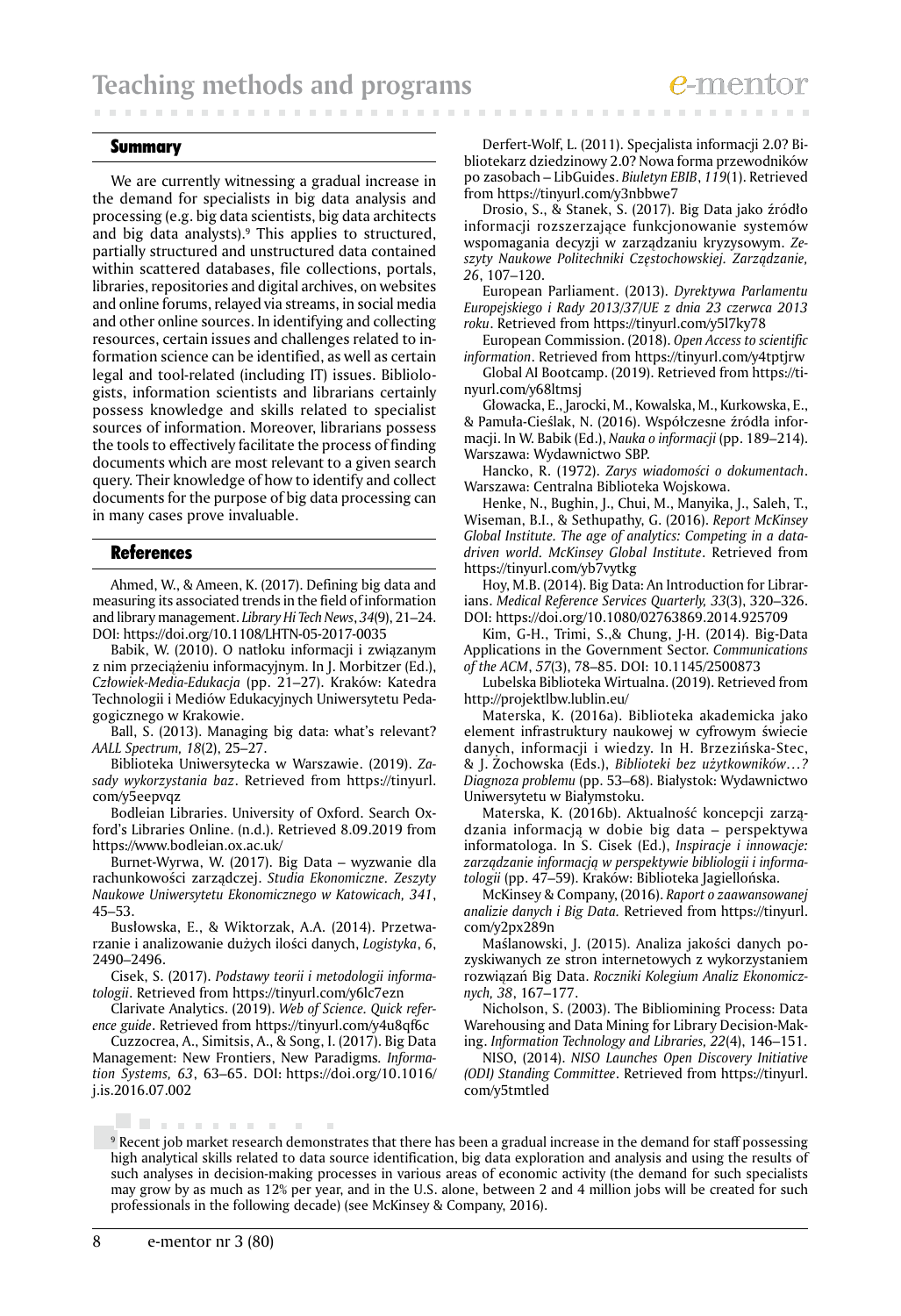## Summary

We are currently witnessing a gradual increase in the demand for specialists in big data analysis and processing (e.g. big data scientists, big data architects and big data analysts).[9] This applies to structured, partially structured and unstructured data contained within scattered databases, file collections, portals, libraries, repositories and digital archives, on websites and online forums, relayed via streams, in social media and other online sources. In identifying and collecting resources, certain issues and challenges related to information science can be identified, as well as certain legal and tool-related (including IT) issues. Bibliologists, information scientists and librarians certainly possess knowledge and skills related to specialist sources of information. Moreover, librarians possess the tools to effectively facilitate the process of finding documents which are most relevant to a given search query. Their knowledge of how to identify and collect documents for the purpose of big data processing can in many cases prove invaluable.

## References

Ahmed, W., & Ameen, K. (2017). Defining big data and measuring its associated trends in the field of information and library management. *Library Hi Tech News*, *34*(9), 21–24. DOI: https://doi.org/10.1108/LHTN-05-2017-0035

Babik, W. (2010). O natłoku informacji i związanym z nim przeciążeniu informacyjnym. In J. Morbitzer (Ed.), *Człowiek-Media-Edukacja* (pp. 21–27). Kraków: Katedra Technologii i Mediów Edukacyjnych Uniwersytetu Pedagogicznego w Krakowie.

Ball, S. (2013). Managing big data: what's relevant? *AALL Spectrum, 18*(2), 25–27.

Biblioteka Uniwersytecka w Warszawie. (2019). *Zasady wykorzystania baz*. Retrieved from https://tinyurl.com/y5eepvqz

Bodleian Libraries. University of Oxford. Search Oxford's Libraries Online. (n.d.). Retrieved 8.09.2019 from https://www.bodleian.ox.ac.uk/

Burnet-Wyrwa, W. (2017). Big Data – wyzwanie dla rachunkowości zarządczej. *Studia Ekonomiczne. Zeszyty Naukowe Uniwersytetu Ekonomicznego w Katowicach, 341*, 45–53.

Busłowska, E., & Wiktorzak, A.A. (2014). Przetwarzanie i analizowanie dużych ilości danych, *Logistyka*, *6*, 2490–2496.

Cisek, S. (2017). *Podstawy teorii i metodologii informatologii*. Retrieved from https://tinyurl.com/y6lc7ezn

Clarivate Analytics. (2019). *Web of Science. Quick reference guide*. Retrieved from https://tinyurl.com/y4u8qf6c

Cuzzocrea, A., Simitsis, A., & Song, I. (2017). Big Data Management: New Frontiers, New Paradigms. *Information Systems, 63*, 63–65. DOI: https://doi.org/10.1016/j.is.2016.07.002

Derfert-Wolf, L. (2011). Specjalista informacji 2.0? Bibliotekarz dziedzinowy 2.0? Nowa forma przewodników po zasobach – LibGuides. *Biuletyn EBIB*, *119*(1). Retrieved from https://tinyurl.com/y3nbbwe7

Drosio, S., & Stanek, S. (2017). Big Data jako źródło informacji rozszerzające funkcjonowanie systemów wspomagania decyzji w zarządzaniu kryzysowym. *Zeszyty Naukowe Politechniki Częstochowskiej. Zarządzanie, 26*, 107–120.

European Parliament. (2013). *Dyrektywa Parlamentu Europejskiego i Rady 2013/37/UE z dnia 23 czerwca 2013 roku*. Retrieved from https://tinyurl.com/y5l7ky78

European Commission. (2018). *Open Access to scientific information*. Retrieved from https://tinyurl.com/y4tptjrw

Global AI Bootcamp. (2019). Retrieved from https://tinyurl.com/y68ltmsj

Głowacka, E., Jarocki, M., Kowalska, M., Kurkowska, E., & Pamuła-Cieślak, N. (2016). Współczesne źródła informacji. In W. Babik (Ed.), *Nauka o informacji* (pp. 189–214). Warszawa: Wydawnictwo SBP.

Hancko, R. (1972). *Zarys wiadomości o dokumentach*. Warszawa: Centralna Biblioteka Wojskowa.

Henke, N., Bughin, J., Chui, M., Manyika, J., Saleh, T., Wiseman, B.I., & Sethupathy, G. (2016). *Report McKinsey Global Institute. The age of analytics: Competing in a data-driven world. McKinsey Global Institute*. Retrieved from https://tinyurl.com/yb7vytkg

Hoy, M.B. (2014). Big Data: An Introduction for Librarians. *Medical Reference Services Quarterly, 33*(3), 320–326. DOI: https://doi.org/10.1080/02763869.2014.925709

Kim, G-H., Trimi, S.,& Chung, J-H. (2014). Big-Data Applications in the Government Sector. *Communications of the ACM*, *57*(3), 78–85. DOI: 10.1145/2500873

Lubelska Biblioteka Wirtualna. (2019). Retrieved from http://projektlbw.lublin.eu/

Materska, K. (2016a). Biblioteka akademicka jako element infrastruktury naukowej w cyfrowym świecie danych, informacji i wiedzy. In H. Brzezińska-Stec, & J. Żochowska (Eds.), *Biblioteki bez użytkowników…? Diagnoza problemu* (pp. 53–68). Białystok: Wydawnictwo Uniwersytetu w Białymstoku.

Materska, K. (2016b). Aktualność koncepcji zarządzania informacją w dobie big data – perspektywa informatologa. In S. Cisek (Ed.), *Inspiracje i innowacje: zarządzanie informacją w perspektywie bibliologii i informatologii* (pp. 47–59). Kraków: Biblioteka Jagiellońska.

McKinsey & Company, (2016). *Raport o zaawansowanej analizie danych i Big Data.* Retrieved from https://tinyurl.com/y2px289n

Maślanowski, J. (2015). Analiza jakości danych pozyskiwanych ze stron internetowych z wykorzystaniem rozwiązań Big Data. *Roczniki Kolegium Analiz Ekonomicznych, 38*, 167–177.

Nicholson, S. (2003). The Bibliomining Process: Data Warehousing and Data Mining for Library Decision-Making. *Information Technology and Libraries, 22*(4), 146–151.

NISO, (2014). *NISO Launches Open Discovery Initiative (ODI) Standing Committee*. Retrieved from https://tinyurl.com/y5tmtled

---

[9] Recent job market research demonstrates that there has been a gradual increase in the demand for staff possessing high analytical skills related to data source identification, big data exploration and analysis and using the results of such analyses in decision-making processes in various areas of economic activity (the demand for such specialists may grow by as much as 12% per year, and in the U.S. alone, between 2 and 4 million jobs will be created for such professionals in the following decade) (see McKinsey & Company, 2016).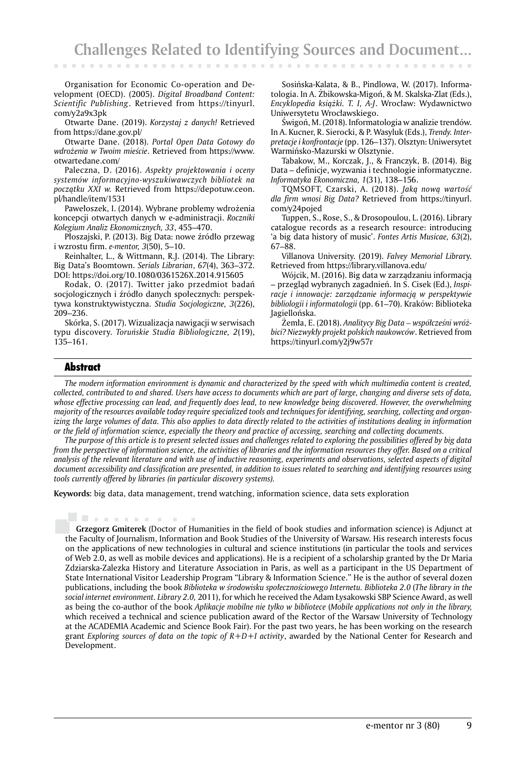Organisation for Economic Co-operation and Development (OECD). (2005). *Digital Broadband Content: Scientific Publishing*. Retrieved from https://tinyurl.com/y2a9x3pk

Otwarte Dane. (2019). *Korzystaj z danych!* Retrieved from https://dane.gov.pl/

Otwarte Dane. (2018). *Portal Open Data Gotowy do wdrożenia w Twoim mieście*. Retrieved from https://www.otwartedane.com/

Paleczna, D. (2016). *Aspekty projektowania i oceny systemów informacyjno-wyszukiwawczych bibliotek na początku XXI w.* Retrieved from https://depotuw.ceon.pl/handle/item/1531

Pawełoszek, I. (2014). Wybrane problemy wdrożenia koncepcji otwartych danych w e-administracji. *Roczniki Kolegium Analiz Ekonomicznych, 33*, 455–470.

Płoszajski, P. (2013). Big Data: nowe źródło przewag i wzrostu firm. *e-mentor, 3*(50), 5–10.

Reinhalter, L., & Wittmann, R.J. (2014). The Library: Big Data's Boomtown. *Serials Librarian*, *67*(4), 363–372. DOI: https://doi.org/10.1080/0361526X.2014.915605

Rodak, O. (2017). Twitter jako przedmiot badań socjologicznych i źródło danych społecznych: perspektywa konstruktywistyczna. *Studia Socjologiczne, 3*(226), 209–236.

Skórka, S. (2017). Wizualizacja nawigacji w serwisach typu discovery. *Toruńskie Studia Bibliologiczne, 2*(19), 135–161.

Sosińska-Kalata, & B., Pindlowa, W. (2017). Informatologia. In A. Żbikowska-Migoń, & M. Skalska-Zlat (Eds.), *Encyklopedia książki. T. I, A-J*. Wrocław: Wydawnictwo Uniwersytetu Wrocławskiego.

Świgoń, M. (2018). Informatologia w analizie trendów. In A. Kucner, R. Sierocki, & P. Wasyluk (Eds.), *Trendy. Interpretacje i konfrontacje* (pp. 126–137). Olsztyn: Uniwersytet Warmińsko-Mazurski w Olsztynie.

Tabakow, M., Korczak, J., & Franczyk, B. (2014). Big Data – definicje, wyzwania i technologie informatyczne. *Informatyka Ekonomiczna, 1*(31), 138–156.

TQMSOFT, Czarski, A. (2018). *Jaką nową wartość dla firm wnosi Big Data?* Retrieved from https://tinyurl.com/y24pojed

Tuppen, S., Rose, S., & Drosopoulou, L. (2016). Library catalogue records as a research resource: introducing 'a big data history of music'. *Fontes Artis Musicae, 63*(2), 67–88.

Villanova University. (2019). *Falvey Memorial Library*. Retrieved from https://library.villanova.edu/

Wójcik, M. (2016). Big data w zarządzaniu informacją – przegląd wybranych zagadnień. In S. Cisek (Ed.), *Inspiracje i innowacje: zarządzanie informacją w perspektywie bibliologii i informatologii* (pp. 61–70). Kraków: Biblioteka Jagiellońska.

Żemła, E. (2018). *Analitycy Big Data – współcześni wróżbici? Niezwykły projekt polskich naukowców*. Retrieved from https://tinyurl.com/y2j9w57r

## Abstract

*The modern information environment is dynamic and characterized by the speed with which multimedia content is created, collected, contributed to and shared. Users have access to documents which are part of large, changing and diverse sets of data, whose effective processing can lead, and frequently does lead, to new knowledge being discovered. However, the overwhelming majority of the resources available today require specialized tools and techniques for identifying, searching, collecting and organizing the large volumes of data. This also applies to data directly related to the activities of institutions dealing in information or the field of information science, especially the theory and practice of accessing, searching and collecting documents.*

*The purpose of this article is to present selected issues and challenges related to exploring the possibilities offered by big data from the perspective of information science, the activities of libraries and the information resources they offer. Based on a critical analysis of the relevant literature and with use of inductive reasoning, experiments and observations, selected aspects of digital document accessibility and classification are presented, in addition to issues related to searching and identifying resources using tools currently offered by libraries (in particular discovery systems).*

**Keywords**: big data, data management, trend watching, information science, data sets exploration

**Grzegorz Gmiterek** (Doctor of Humanities in the field of book studies and information science) is Adjunct at the Faculty of Journalism, Information and Book Studies of the University of Warsaw. His research interests focus on the applications of new technologies in cultural and science institutions (in particular the tools and services of Web 2.0, as well as mobile devices and applications). He is a recipient of a scholarship granted by the Dr Maria Zdziarska-Zalezka History and Literature Association in Paris, as well as a participant in the US Department of State International Visitor Leadership Program "Library & Information Science." He is the author of several dozen publications, including the book *Biblioteka w środowisku społecznościowego Internetu. Biblioteka 2.0* (*The library in the social internet environment. Library 2.0,* 2011), for which he received the Adam Łysakowski SBP Science Award, as well as being the co-author of the book *Aplikacje mobilne nie tylko w bibliotece* (*Mobile applications not only in the library,* which received a technical and science publication award of the Rector of the Warsaw University of Technology at the ACADEMIA Academic and Science Book Fair). For the past two years, he has been working on the research grant *Exploring sources of data on the topic of R+D+I activity*, awarded by the National Center for Research and Development.